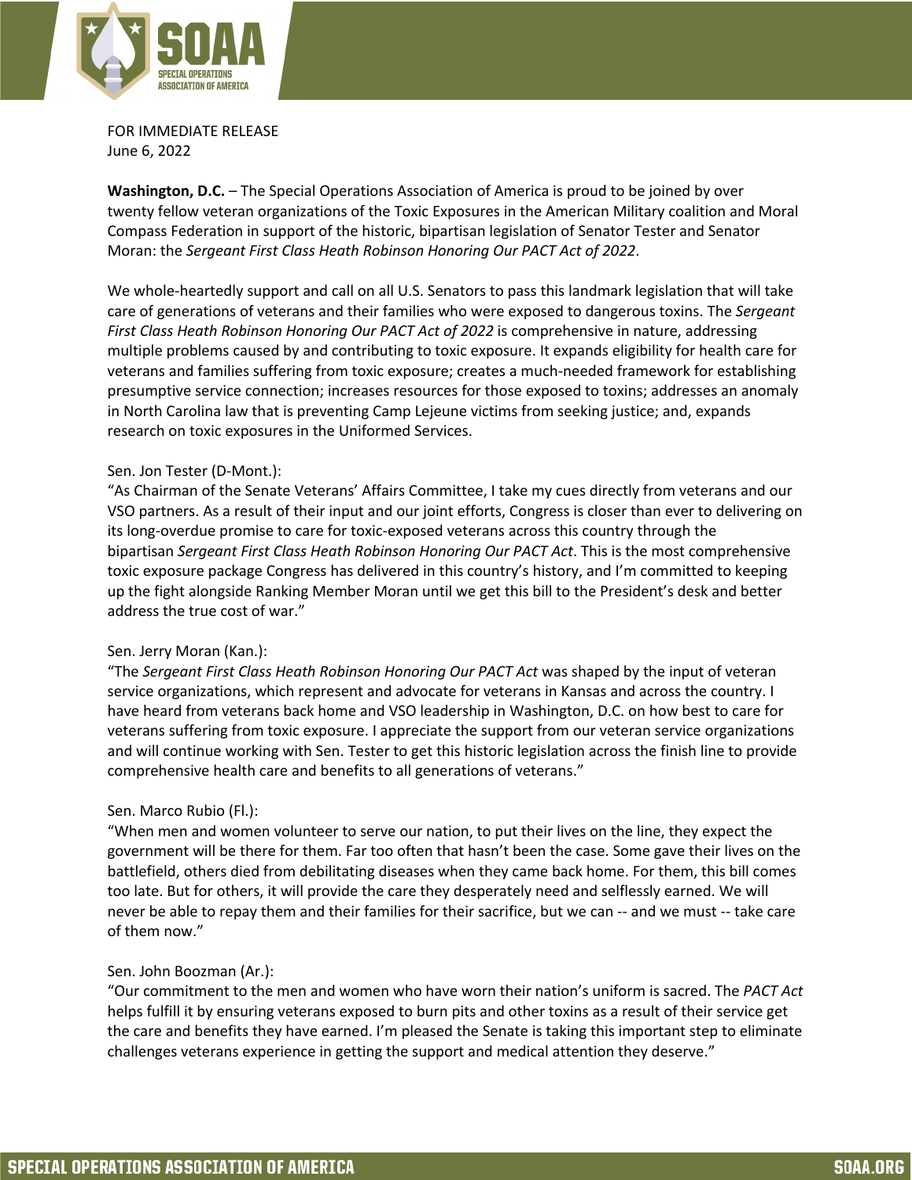FOR IMMEDIATE RELEASE
June 6, 2022

**Washington, D.C.** – The Special Operations Association of America is proud to be joined by over twenty fellow veteran organizations of the Toxic Exposures in the American Military coalition and Moral Compass Federation in support of the historic, bipartisan legislation of Senator Tester and Senator Moran: the *Sergeant First Class Heath Robinson Honoring Our PACT Act of 2022*.

We whole-heartedly support and call on all U.S. Senators to pass this landmark legislation that will take care of generations of veterans and their families who were exposed to dangerous toxins. The *Sergeant First Class Heath Robinson Honoring Our PACT Act of 2022* is comprehensive in nature, addressing multiple problems caused by and contributing to toxic exposure. It expands eligibility for health care for veterans and families suffering from toxic exposure; creates a much-needed framework for establishing presumptive service connection; increases resources for those exposed to toxins; addresses an anomaly in North Carolina law that is preventing Camp Lejeune victims from seeking justice; and, expands research on toxic exposures in the Uniformed Services.

Sen. Jon Tester (D-Mont.):
"As Chairman of the Senate Veterans' Affairs Committee, I take my cues directly from veterans and our VSO partners. As a result of their input and our joint efforts, Congress is closer than ever to delivering on its long-overdue promise to care for toxic-exposed veterans across this country through the bipartisan *Sergeant First Class Heath Robinson Honoring Our PACT Act*. This is the most comprehensive toxic exposure package Congress has delivered in this country's history, and I'm committed to keeping up the fight alongside Ranking Member Moran until we get this bill to the President's desk and better address the true cost of war."

Sen. Jerry Moran (Kan.):
"The *Sergeant First Class Heath Robinson Honoring Our PACT Act* was shaped by the input of veteran service organizations, which represent and advocate for veterans in Kansas and across the country. I have heard from veterans back home and VSO leadership in Washington, D.C. on how best to care for veterans suffering from toxic exposure. I appreciate the support from our veteran service organizations and will continue working with Sen. Tester to get this historic legislation across the finish line to provide comprehensive health care and benefits to all generations of veterans."

Sen. Marco Rubio (Fl.):
"When men and women volunteer to serve our nation, to put their lives on the line, they expect the government will be there for them. Far too often that hasn't been the case. Some gave their lives on the battlefield, others died from debilitating diseases when they came back home. For them, this bill comes too late. But for others, it will provide the care they desperately need and selflessly earned. We will never be able to repay them and their families for their sacrifice, but we can -- and we must -- take care of them now."

Sen. John Boozman (Ar.):
"Our commitment to the men and women who have worn their nation's uniform is sacred. The *PACT Act* helps fulfill it by ensuring veterans exposed to burn pits and other toxins as a result of their service get the care and benefits they have earned. I'm pleased the Senate is taking this important step to eliminate challenges veterans experience in getting the support and medical attention they deserve."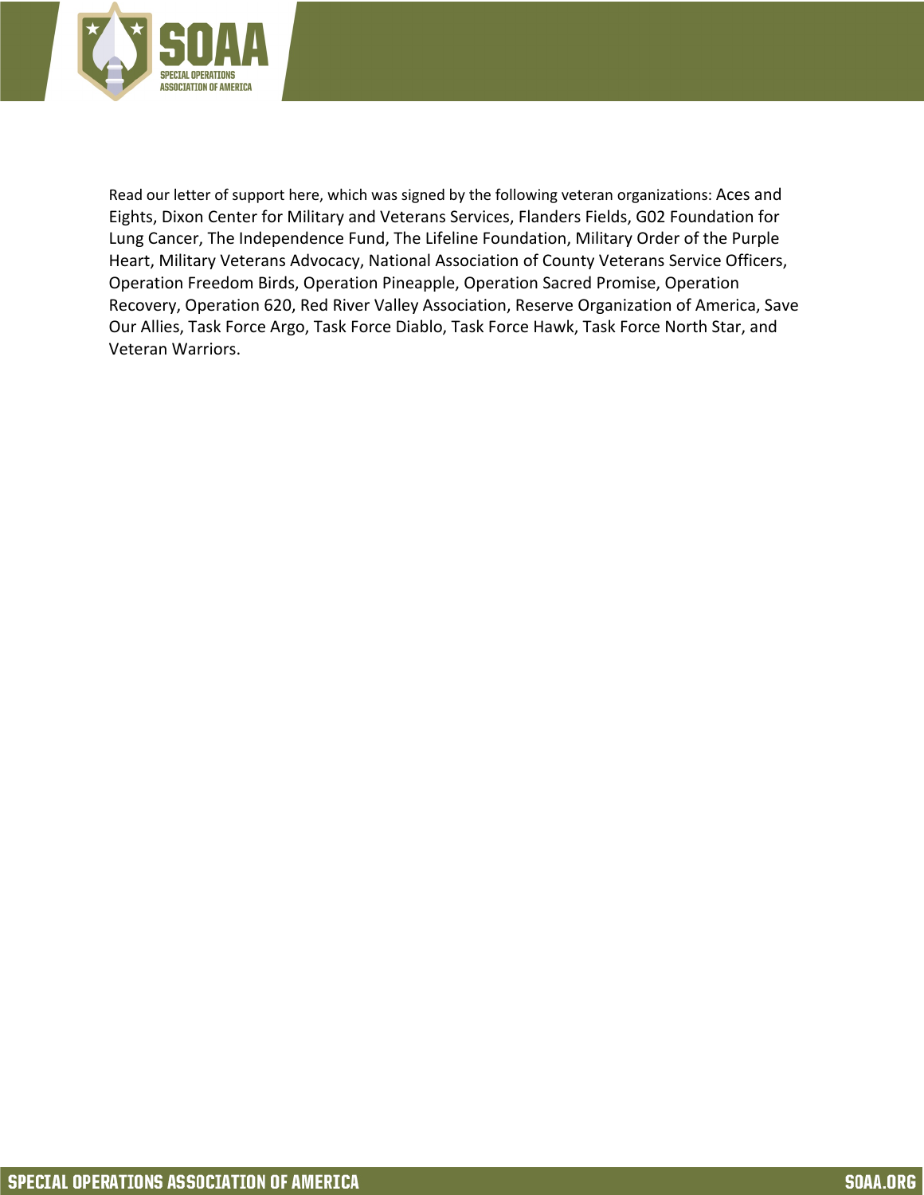Read our letter of support here, which was signed by the following veteran organizations: Aces and Eights, Dixon Center for Military and Veterans Services, Flanders Fields, G02 Foundation for Lung Cancer, The Independence Fund, The Lifeline Foundation, Military Order of the Purple Heart, Military Veterans Advocacy, National Association of County Veterans Service Officers, Operation Freedom Birds, Operation Pineapple, Operation Sacred Promise, Operation Recovery, Operation 620, Red River Valley Association, Reserve Organization of America, Save Our Allies, Task Force Argo, Task Force Diablo, Task Force Hawk, Task Force North Star, and Veteran Warriors.